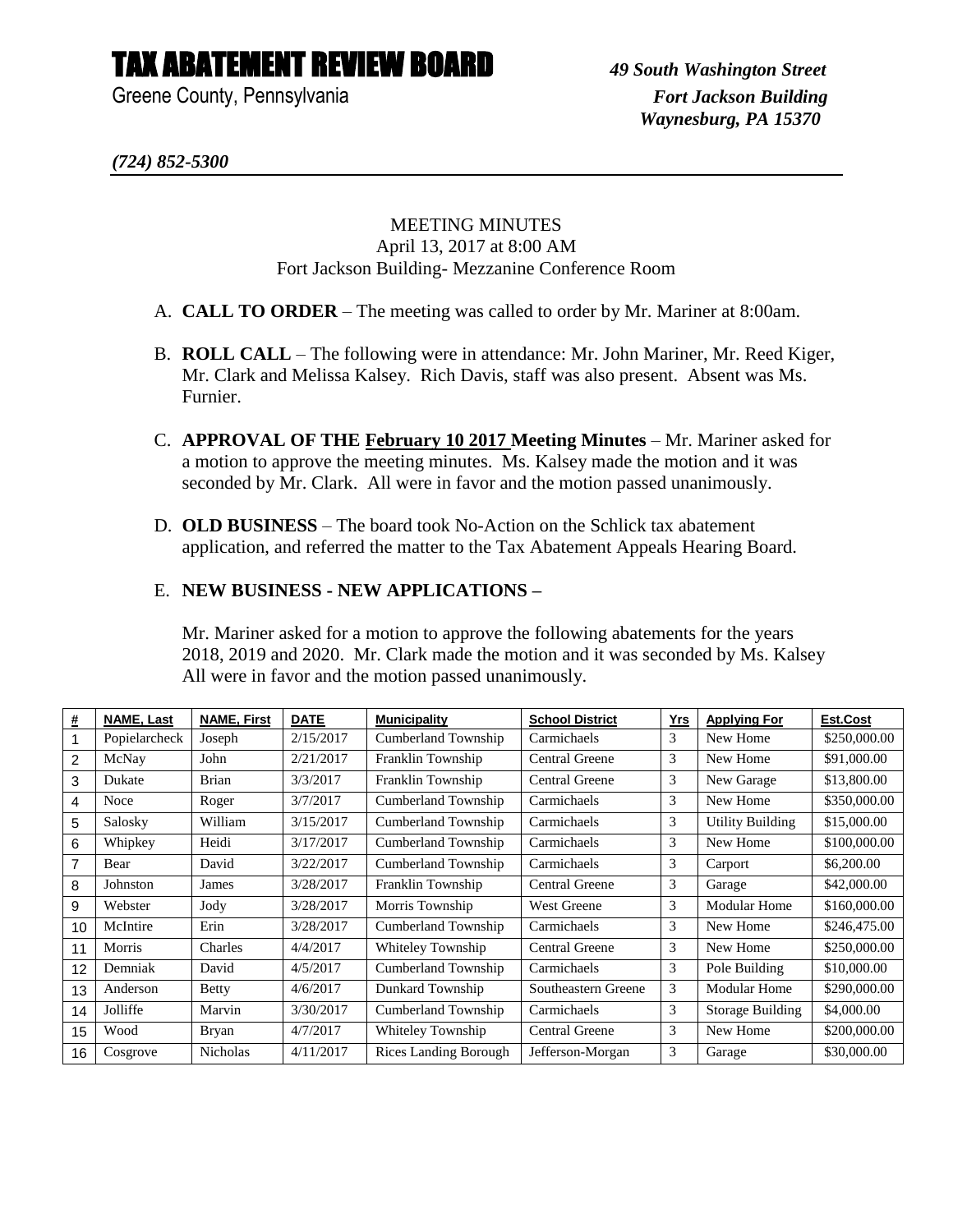# TAX ABATEMENT REVIEW BOARD

Greene County, Pennsylvania

*49 South Washington Street*
*Fort Jackson Building*
*Waynesburg, PA 15370*

*(724) 852-5300*

MEETING MINUTES
April 13, 2017 at 8:00 AM
Fort Jackson Building- Mezzanine Conference Room

A. **CALL TO ORDER** – The meeting was called to order by Mr. Mariner at 8:00am.

B. **ROLL CALL** – The following were in attendance: Mr. John Mariner, Mr. Reed Kiger, Mr. Clark and Melissa Kalsey. Rich Davis, staff was also present. Absent was Ms. Furnier.

C. **APPROVAL OF THE February 10 2017 Meeting Minutes** – Mr. Mariner asked for a motion to approve the meeting minutes. Ms. Kalsey made the motion and it was seconded by Mr. Clark. All were in favor and the motion passed unanimously.

D. **OLD BUSINESS** – The board took No-Action on the Schlick tax abatement application, and referred the matter to the Tax Abatement Appeals Hearing Board.

E. **NEW BUSINESS - NEW APPLICATIONS –**

Mr. Mariner asked for a motion to approve the following abatements for the years 2018, 2019 and 2020. Mr. Clark made the motion and it was seconded by Ms. Kalsey All were in favor and the motion passed unanimously.

| # | NAME, Last | NAME, First | DATE | Municipality | School District | Yrs | Applying For | Est.Cost |
|---|---|---|---|---|---|---|---|---|
| 1 | Popielarcheck | Joseph | 2/15/2017 | Cumberland Township | Carmichaels | 3 | New Home | $250,000.00 |
| 2 | McNay | John | 2/21/2017 | Franklin Township | Central Greene | 3 | New Home | $91,000.00 |
| 3 | Dukate | Brian | 3/3/2017 | Franklin Township | Central Greene | 3 | New Garage | $13,800.00 |
| 4 | Noce | Roger | 3/7/2017 | Cumberland Township | Carmichaels | 3 | New Home | $350,000.00 |
| 5 | Salosky | William | 3/15/2017 | Cumberland Township | Carmichaels | 3 | Utility Building | $15,000.00 |
| 6 | Whipkey | Heidi | 3/17/2017 | Cumberland Township | Carmichaels | 3 | New Home | $100,000.00 |
| 7 | Bear | David | 3/22/2017 | Cumberland Township | Carmichaels | 3 | Carport | $6,200.00 |
| 8 | Johnston | James | 3/28/2017 | Franklin Township | Central Greene | 3 | Garage | $42,000.00 |
| 9 | Webster | Jody | 3/28/2017 | Morris Township | West Greene | 3 | Modular Home | $160,000.00 |
| 10 | McIntire | Erin | 3/28/2017 | Cumberland Township | Carmichaels | 3 | New Home | $246,475.00 |
| 11 | Morris | Charles | 4/4/2017 | Whiteley Township | Central Greene | 3 | New Home | $250,000.00 |
| 12 | Demniak | David | 4/5/2017 | Cumberland Township | Carmichaels | 3 | Pole Building | $10,000.00 |
| 13 | Anderson | Betty | 4/6/2017 | Dunkard Township | Southeastern Greene | 3 | Modular Home | $290,000.00 |
| 14 | Jolliffe | Marvin | 3/30/2017 | Cumberland Township | Carmichaels | 3 | Storage Building | $4,000.00 |
| 15 | Wood | Bryan | 4/7/2017 | Whiteley Township | Central Greene | 3 | New Home | $200,000.00 |
| 16 | Cosgrove | Nicholas | 4/11/2017 | Rices Landing Borough | Jefferson-Morgan | 3 | Garage | $30,000.00 |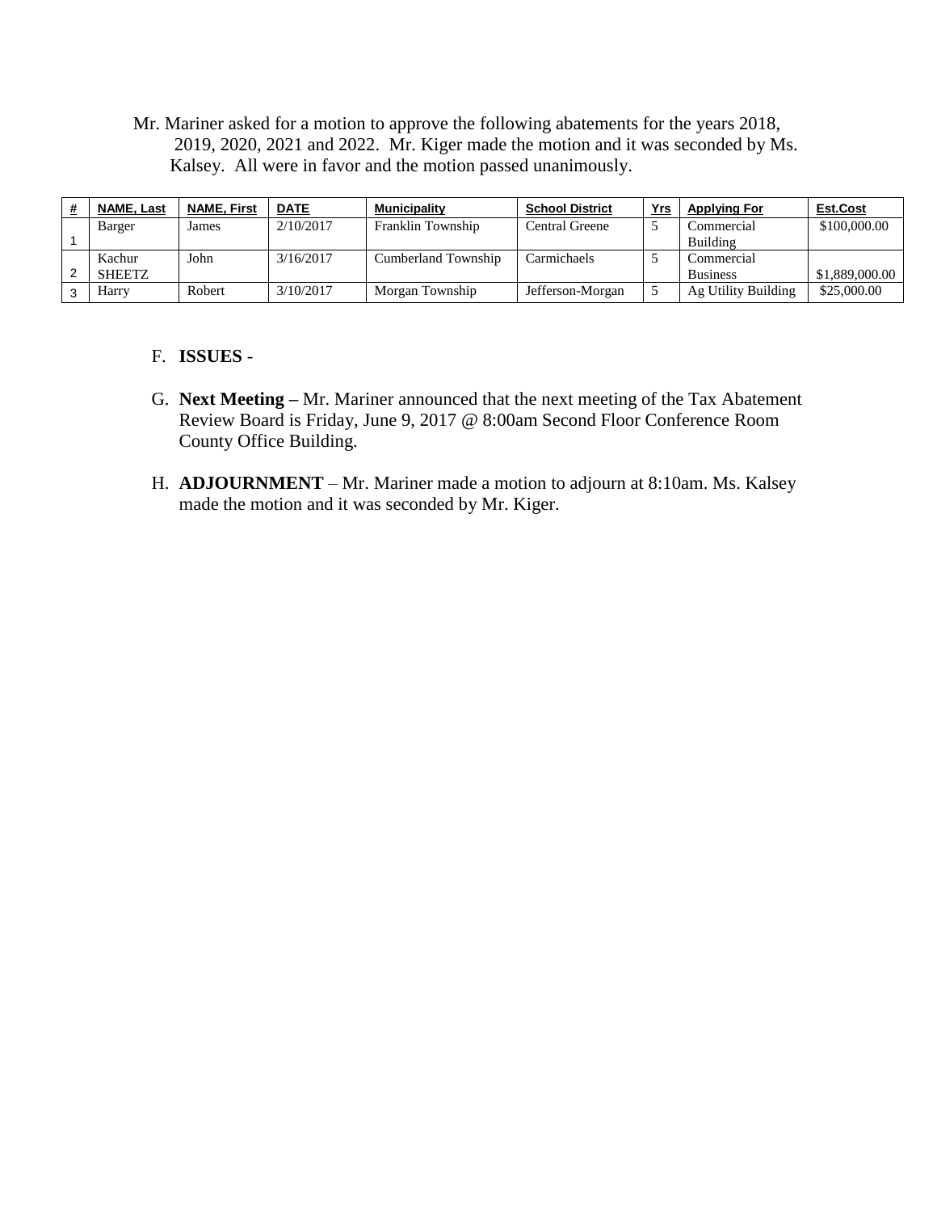Mr. Mariner asked for a motion to approve the following abatements for the years 2018, 2019, 2020, 2021 and 2022. Mr. Kiger made the motion and it was seconded by Ms. Kalsey. All were in favor and the motion passed unanimously.

| # | NAME, Last | NAME, First | DATE | Municipality | School District | Yrs | Applying For | Est.Cost |
|---|---|---|---|---|---|---|---|---|
| 1 | Barger | James | 2/10/2017 | Franklin Township | Central Greene | 5 | Commercial Building | $100,000.00 |
| 2 | Kachur SHEETZ | John | 3/16/2017 | Cumberland Township | Carmichaels | 5 | Commercial Business | $1,889,000.00 |
| 3 | Harry | Robert | 3/10/2017 | Morgan Township | Jefferson-Morgan | 5 | Ag Utility Building | $25,000.00 |

F. **ISSUES** -

G. **Next Meeting –** Mr. Mariner announced that the next meeting of the Tax Abatement Review Board is Friday, June 9, 2017 @ 8:00am Second Floor Conference Room County Office Building.

H. **ADJOURNMENT** – Mr. Mariner made a motion to adjourn at 8:10am. Ms. Kalsey made the motion and it was seconded by Mr. Kiger.